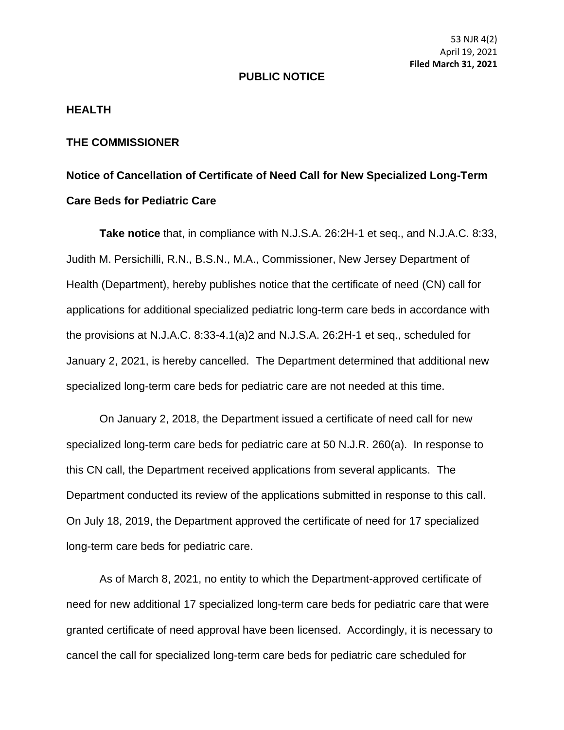53 NJR 4(2)
April 19, 2021
**Filed March 31, 2021**

**PUBLIC NOTICE**

**HEALTH**

**THE COMMISSIONER**

**Notice of Cancellation of Certificate of Need Call for New Specialized Long-Term Care Beds for Pediatric Care**

**Take notice** that, in compliance with N.J.S.A. 26:2H-1 et seq., and N.J.A.C. 8:33, Judith M. Persichilli, R.N., B.S.N., M.A., Commissioner, New Jersey Department of Health (Department), hereby publishes notice that the certificate of need (CN) call for applications for additional specialized pediatric long-term care beds in accordance with the provisions at N.J.A.C. 8:33-4.1(a)2 and N.J.S.A. 26:2H-1 et seq., scheduled for January 2, 2021, is hereby cancelled. The Department determined that additional new specialized long-term care beds for pediatric care are not needed at this time.

On January 2, 2018, the Department issued a certificate of need call for new specialized long-term care beds for pediatric care at 50 N.J.R. 260(a). In response to this CN call, the Department received applications from several applicants. The Department conducted its review of the applications submitted in response to this call. On July 18, 2019, the Department approved the certificate of need for 17 specialized long-term care beds for pediatric care.

As of March 8, 2021, no entity to which the Department-approved certificate of need for new additional 17 specialized long-term care beds for pediatric care that were granted certificate of need approval have been licensed. Accordingly, it is necessary to cancel the call for specialized long-term care beds for pediatric care scheduled for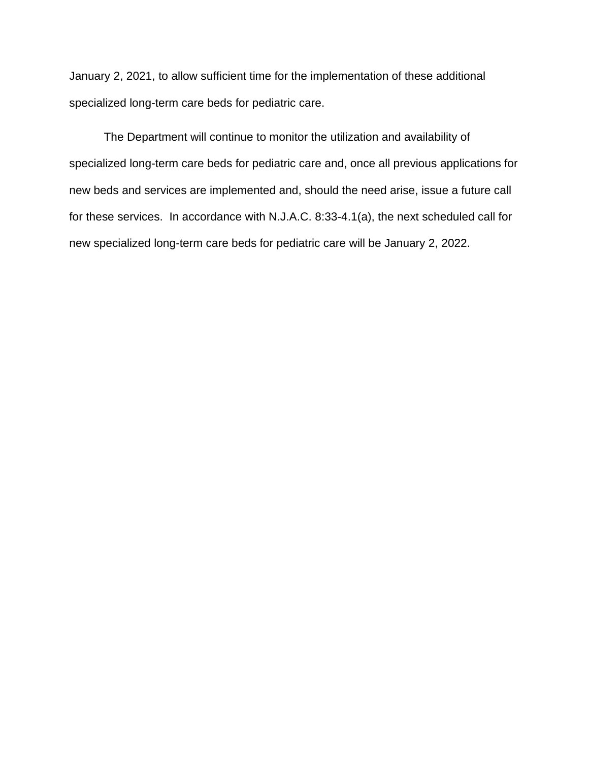January 2, 2021, to allow sufficient time for the implementation of these additional specialized long-term care beds for pediatric care.

The Department will continue to monitor the utilization and availability of specialized long-term care beds for pediatric care and, once all previous applications for new beds and services are implemented and, should the need arise, issue a future call for these services. In accordance with N.J.A.C. 8:33-4.1(a), the next scheduled call for new specialized long-term care beds for pediatric care will be January 2, 2022.